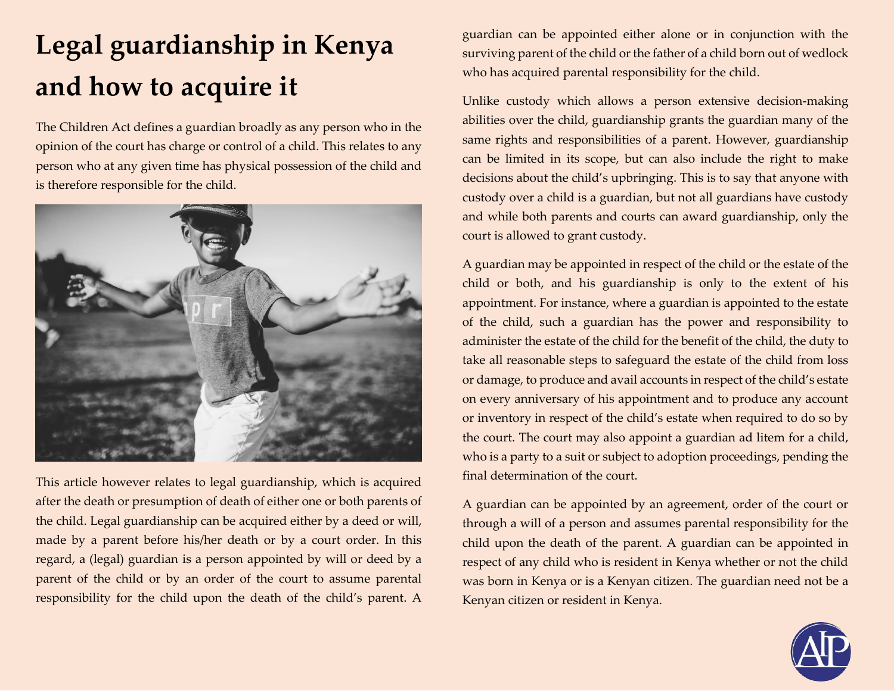# Legal guardianship in Kenya and how to acquire it

The Children Act defines a guardian broadly as any person who in the opinion of the court has charge or control of a child. This relates to any person who at any given time has physical possession of the child and is therefore responsible for the child.

This article however relates to legal guardianship, which is acquired after the death or presumption of death of either one or both parents of the child. Legal guardianship can be acquired either by a deed or will, made by a parent before his/her death or by a court order. In this regard, a (legal) guardian is a person appointed by will or deed by a parent of the child or by an order of the court to assume parental responsibility for the child upon the death of the child's parent. A guardian can be appointed either alone or in conjunction with the surviving parent of the child or the father of a child born out of wedlock who has acquired parental responsibility for the child.

Unlike custody which allows a person extensive decision-making abilities over the child, guardianship grants the guardian many of the same rights and responsibilities of a parent. However, guardianship can be limited in its scope, but can also include the right to make decisions about the child's upbringing. This is to say that anyone with custody over a child is a guardian, but not all guardians have custody and while both parents and courts can award guardianship, only the court is allowed to grant custody.

A guardian may be appointed in respect of the child or the estate of the child or both, and his guardianship is only to the extent of his appointment. For instance, where a guardian is appointed to the estate of the child, such a guardian has the power and responsibility to administer the estate of the child for the benefit of the child, the duty to take all reasonable steps to safeguard the estate of the child from loss or damage, to produce and avail accounts in respect of the child's estate on every anniversary of his appointment and to produce any account or inventory in respect of the child's estate when required to do so by the court. The court may also appoint a guardian ad litem for a child, who is a party to a suit or subject to adoption proceedings, pending the final determination of the court.

A guardian can be appointed by an agreement, order of the court or through a will of a person and assumes parental responsibility for the child upon the death of the parent. A guardian can be appointed in respect of any child who is resident in Kenya whether or not the child was born in Kenya or is a Kenyan citizen. The guardian need not be a Kenyan citizen or resident in Kenya.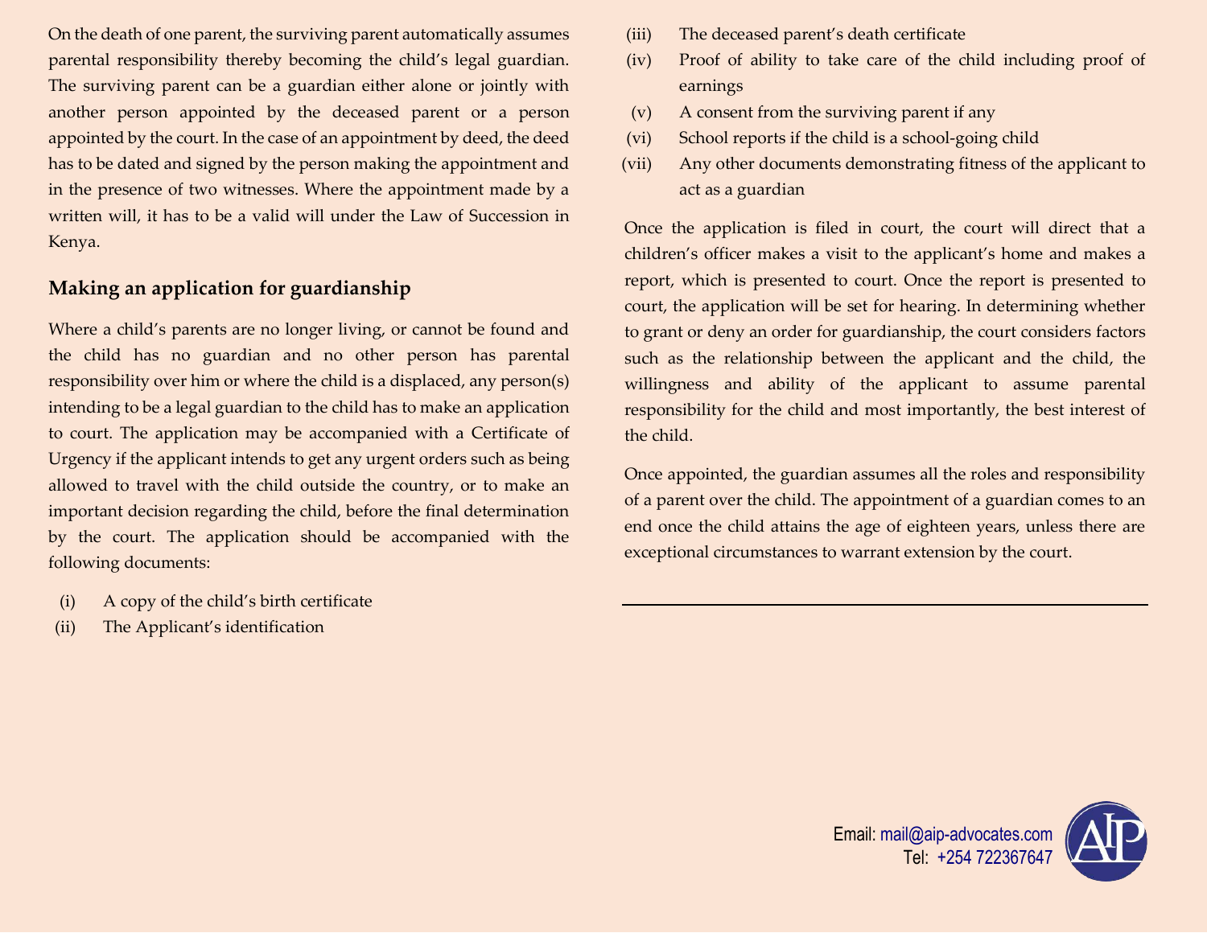On the death of one parent, the surviving parent automatically assumes parental responsibility thereby becoming the child's legal guardian. The surviving parent can be a guardian either alone or jointly with another person appointed by the deceased parent or a person appointed by the court. In the case of an appointment by deed, the deed has to be dated and signed by the person making the appointment and in the presence of two witnesses. Where the appointment made by a written will, it has to be a valid will under the Law of Succession in Kenya.

### Making an application for guardianship

Where a child's parents are no longer living, or cannot be found and the child has no guardian and no other person has parental responsibility over him or where the child is a displaced, any person(s) intending to be a legal guardian to the child has to make an application to court. The application may be accompanied with a Certificate of Urgency if the applicant intends to get any urgent orders such as being allowed to travel with the child outside the country, or to make an important decision regarding the child, before the final determination by the court. The application should be accompanied with the following documents:

(i) A copy of the child's birth certificate
(ii) The Applicant's identification
(iii) The deceased parent's death certificate
(iv) Proof of ability to take care of the child including proof of earnings
(v) A consent from the surviving parent if any
(vi) School reports if the child is a school-going child
(vii) Any other documents demonstrating fitness of the applicant to act as a guardian

Once the application is filed in court, the court will direct that a children's officer makes a visit to the applicant's home and makes a report, which is presented to court. Once the report is presented to court, the application will be set for hearing. In determining whether to grant or deny an order for guardianship, the court considers factors such as the relationship between the applicant and the child, the willingness and ability of the applicant to assume parental responsibility for the child and most importantly, the best interest of the child.

Once appointed, the guardian assumes all the roles and responsibility of a parent over the child. The appointment of a guardian comes to an end once the child attains the age of eighteen years, unless there are exceptional circumstances to warrant extension by the court.

---

Email: mail@aip-advocates.com
Tel: +254 722367647